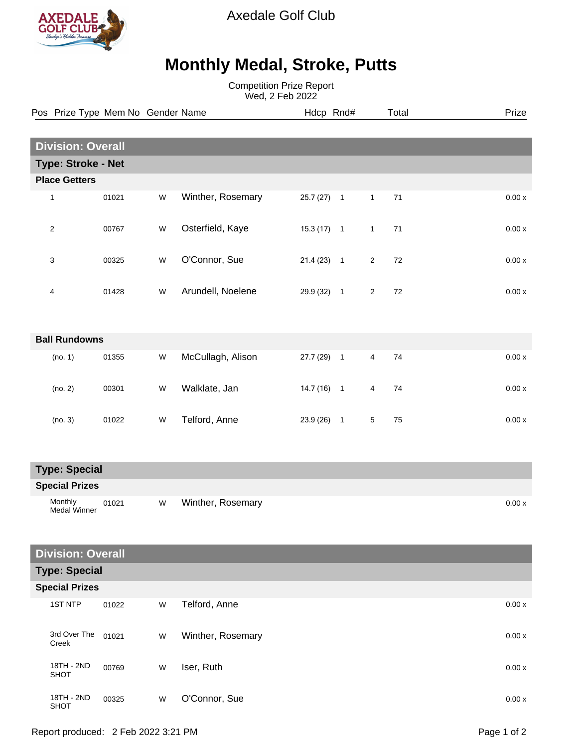Axedale Golf Club

# Monthly Medal, Stroke, Putts

Competition Prize Report
Wed, 2 Feb 2022

## Division: Overall

### Type: Stroke - Net

#### Place Getters

| Pos | Prize Type | Mem No | Gender | Name | Hdcp | Rnd# | | Total | Prize |
|---|---|---|---|---|---|---|---|---|---|
| 1 | | 01021 | W | Winther, Rosemary | 25.7 (27) | 1 | 1 | 71 | 0.00 x |
| 2 | | 00767 | W | Osterfield, Kaye | 15.3 (17) | 1 | 1 | 71 | 0.00 x |
| 3 | | 00325 | W | O'Connor, Sue | 21.4 (23) | 1 | 2 | 72 | 0.00 x |
| 4 | | 01428 | W | Arundell, Noelene | 29.9 (32) | 1 | 2 | 72 | 0.00 x |

#### Ball Rundowns

| Pos | Prize Type | Mem No | Gender | Name | Hdcp | Rnd# | | Total | Prize |
|---|---|---|---|---|---|---|---|---|---|
| (no. 1) | | 01355 | W | McCullagh, Alison | 27.7 (29) | 1 | 4 | 74 | 0.00 x |
| (no. 2) | | 00301 | W | Walklate, Jan | 14.7 (16) | 1 | 4 | 74 | 0.00 x |
| (no. 3) | | 01022 | W | Telford, Anne | 23.9 (26) | 1 | 5 | 75 | 0.00 x |

### Type: Special

#### Special Prizes

| Prize Type | Mem No | Gender | Name | Prize |
|---|---|---|---|---|
| Monthly Medal Winner | 01021 | W | Winther, Rosemary | 0.00 x |

## Division: Overall

### Type: Special

#### Special Prizes

| Prize Type | Mem No | Gender | Name | Prize |
|---|---|---|---|---|
| 1ST NTP | 01022 | W | Telford, Anne | 0.00 x |
| 3rd Over The Creek | 01021 | W | Winther, Rosemary | 0.00 x |
| 18TH - 2ND SHOT | 00769 | W | Iser, Ruth | 0.00 x |
| 18TH - 2ND SHOT | 00325 | W | O'Connor, Sue | 0.00 x |

Report produced: 2 Feb 2022 3:21 PM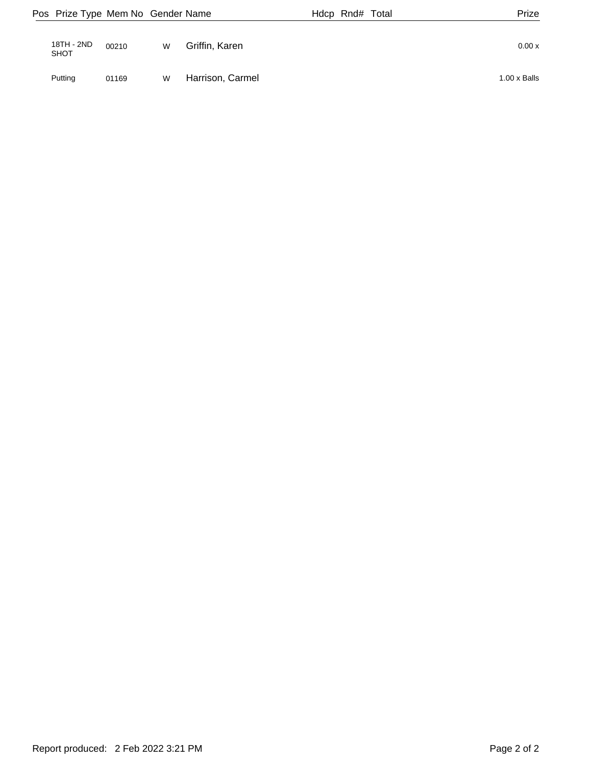| Pos | Prize Type | Mem No | Gender | Name | Hdcp | Rnd# | Total | Prize |
|---|---|---|---|---|---|---|---|---|
| | 18TH - 2ND SHOT | 00210 | W | Griffin, Karen | | | | 0.00 x |
| | Putting | 01169 | W | Harrison, Carmel | | | | 1.00 x Balls |

Report produced: 2 Feb 2022 3:21 PM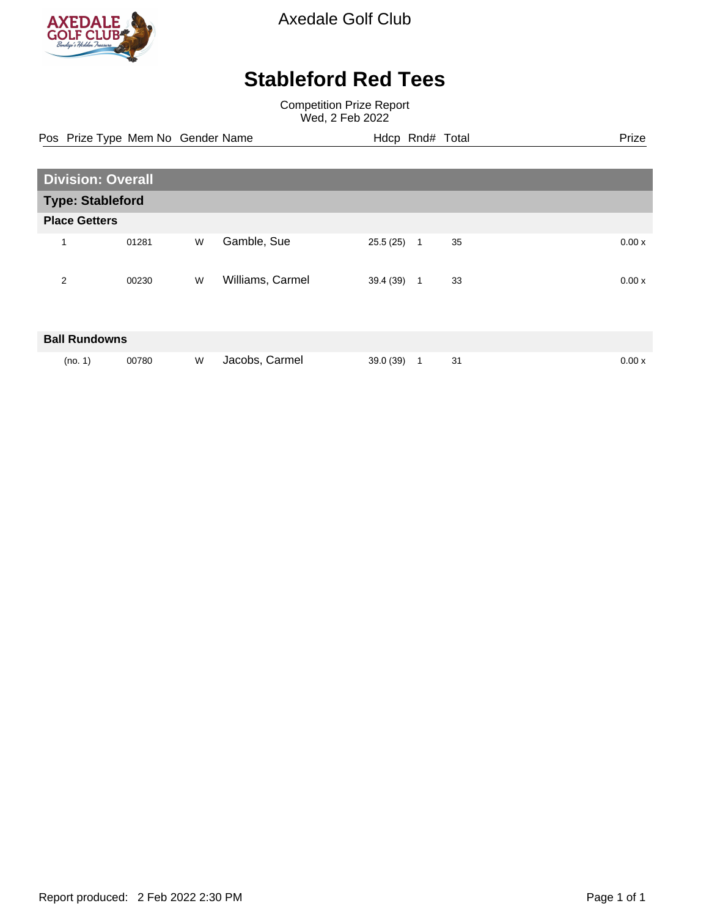Axedale Golf Club

# Stableford Red Tees

Competition Prize Report
Wed, 2 Feb 2022

| Pos | Prize Type | Mem No | Gender | Name | Hdcp | Rnd# | Total | Prize |
|---|---|---|---|---|---|---|---|---|
| **Division: Overall** | | | | | | | | |
| **Type: Stableford** | | | | | | | | |
| **Place Getters** | | | | | | | | |
| 1 | | 01281 | W | Gamble, Sue | 25.5 (25) | 1 | 35 | 0.00 x |
| 2 | | 00230 | W | Williams, Carmel | 39.4 (39) | 1 | 33 | 0.00 x |
| **Ball Rundowns** | | | | | | | | |
| (no. 1) | | 00780 | W | Jacobs, Carmel | 39.0 (39) | 1 | 31 | 0.00 x |

Report produced: 2 Feb 2022 2:30 PM